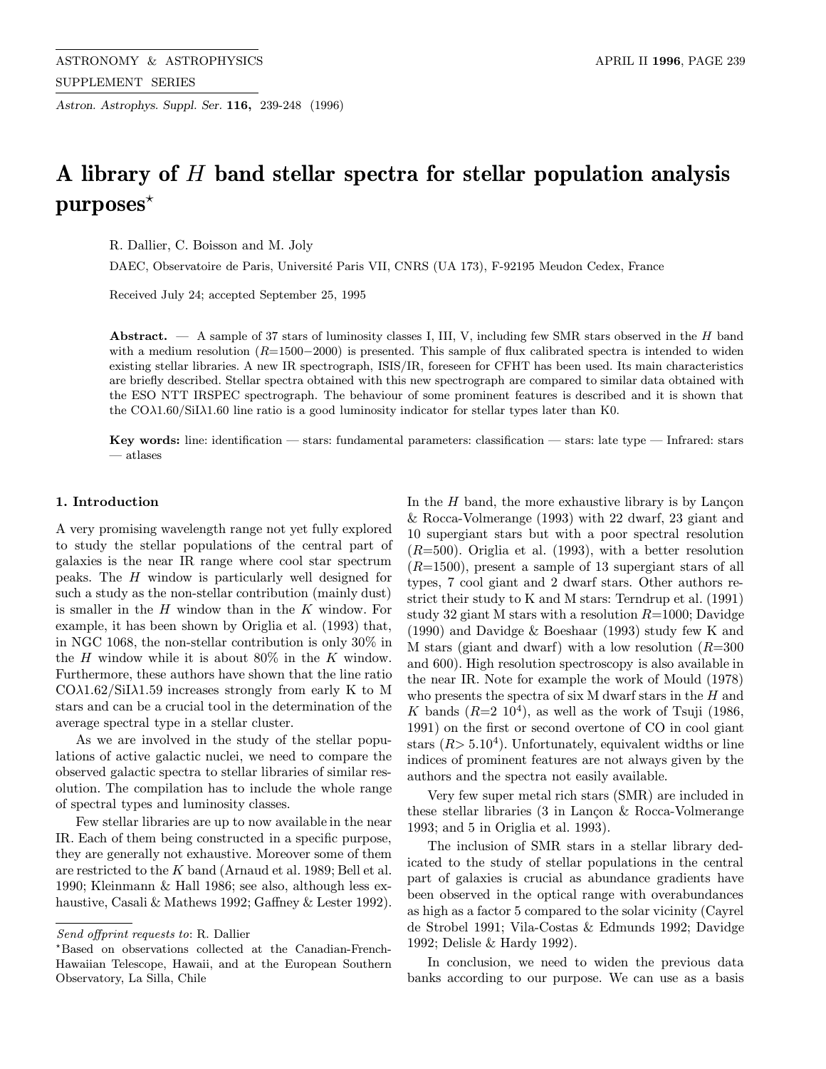# A library of $H$ band stellar spectra for stellar population analysis purposes*

R. Dallier, C. Boisson and M. Joly

DAEC, Observatoire de Paris, Université Paris VII, CNRS (UA 173), F-92195 Meudon Cedex, France

Received July 24; accepted September 25, 1995

**Abstract.** — A sample of 37 stars of luminosity classes I, III, V, including few SMR stars observed in the $H$ band with a medium resolution ($R$=1500−2000) is presented. This sample of flux calibrated spectra is intended to widen existing stellar libraries. A new IR spectrograph, ISIS/IR, foreseen for CFHT has been used. Its main characteristics are briefly described. Stellar spectra obtained with this new spectrograph are compared to similar data obtained with the ESO NTT IRSPEC spectrograph. The behaviour of some prominent features is described and it is shown that the CO$\lambda$1.60/SiI$\lambda$1.60 line ratio is a good luminosity indicator for stellar types later than K0.

**Key words:** line: identification — stars: fundamental parameters: classification — stars: late type — Infrared: stars — atlases

## 1. Introduction

A very promising wavelength range not yet fully explored to study the stellar populations of the central part of galaxies is the near IR range where cool star spectrum peaks. The $H$ window is particularly well designed for such a study as the non-stellar contribution (mainly dust) is smaller in the $H$ window than in the $K$ window. For example, it has been shown by Origlia et al. (1993) that, in NGC 1068, the non-stellar contribution is only 30% in the $H$ window while it is about 80% in the $K$ window. Furthermore, these authors have shown that the line ratio CO$\lambda$1.62/SiI$\lambda$1.59 increases strongly from early K to M stars and can be a crucial tool in the determination of the average spectral type in a stellar cluster.

As we are involved in the study of the stellar populations of active galactic nuclei, we need to compare the observed galactic spectra to stellar libraries of similar resolution. The compilation has to include the whole range of spectral types and luminosity classes.

Few stellar libraries are up to now available in the near IR. Each of them being constructed in a specific purpose, they are generally not exhaustive. Moreover some of them are restricted to the $K$ band (Arnaud et al. 1989; Bell et al. 1990; Kleinmann & Hall 1986; see also, although less exhaustive, Casali & Mathews 1992; Gaffney & Lester 1992). In the $H$ band, the more exhaustive library is by Lançon & Rocca-Volmerange (1993) with 22 dwarf, 23 giant and 10 supergiant stars but with a poor spectral resolution ($R$=500). Origlia et al. (1993), with a better resolution ($R$=1500), present a sample of 13 supergiant stars of all types, 7 cool giant and 2 dwarf stars. Other authors restrict their study to K and M stars: Terndrup et al. (1991) study 32 giant M stars with a resolution $R$=1000; Davidge (1990) and Davidge & Boeshaar (1993) study few K and M stars (giant and dwarf) with a low resolution ($R$=300 and 600). High resolution spectroscopy is also available in the near IR. Note for example the work of Mould (1978) who presents the spectra of six M dwarf stars in the $H$ and $K$ bands ($R$=2 $10^4$), as well as the work of Tsuji (1986, 1991) on the first or second overtone of CO in cool giant stars ($R>5.10^4$). Unfortunately, equivalent widths or line indices of prominent features are not always given by the authors and the spectra not easily available.

Very few super metal rich stars (SMR) are included in these stellar libraries (3 in Lançon & Rocca-Volmerange 1993; and 5 in Origlia et al. 1993).

The inclusion of SMR stars in a stellar library dedicated to the study of stellar populations in the central part of galaxies is crucial as abundance gradients have been observed in the optical range with overabundances as high as a factor 5 compared to the solar vicinity (Cayrel de Strobel 1991; Vila-Costas & Edmunds 1992; Davidge 1992; Delisle & Hardy 1992).

In conclusion, we need to widen the previous data banks according to our purpose. We can use as a basis

---

*Send offprint requests to*: R. Dallier

*Based on observations collected at the Canadian-French-Hawaiian Telescope, Hawaii, and at the European Southern Observatory, La Silla, Chile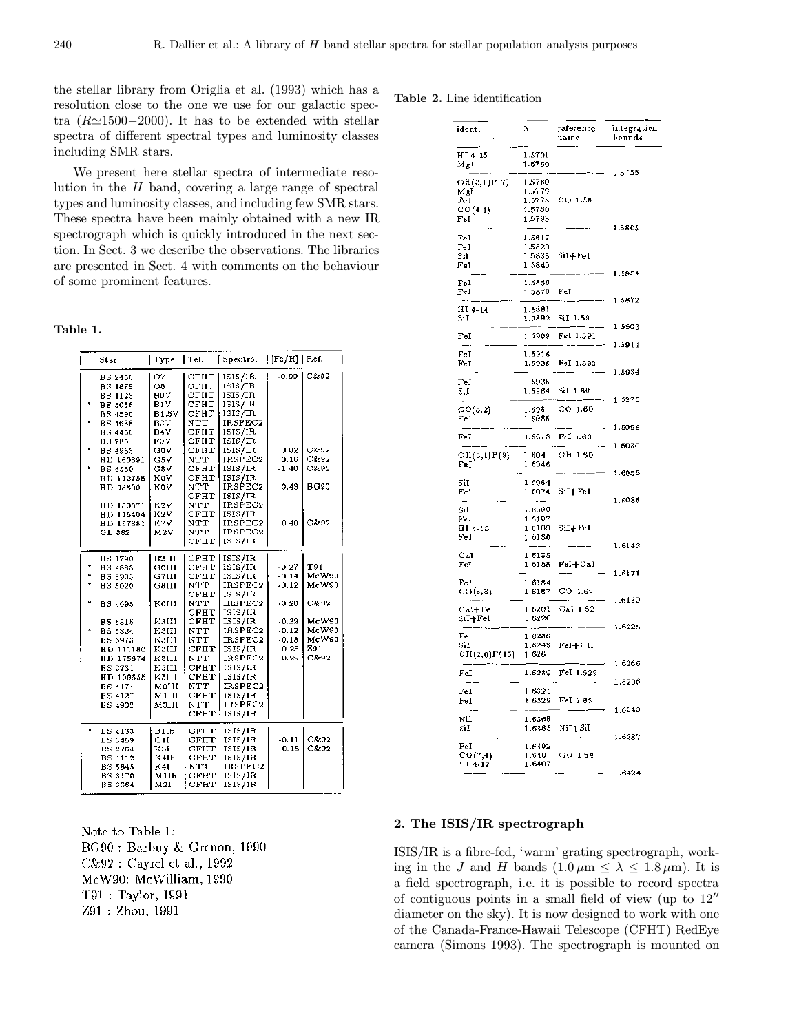the stellar library from Origlia et al. (1993) which has a resolution close to the one we use for our galactic spectra ($R \simeq 1500-2000$). It has to be extended with stellar spectra of different spectral types and luminosity classes including SMR stars.

We present here stellar spectra of intermediate resolution in the $H$ band, covering a large range of spectral types and luminosity classes, and including few SMR stars. These spectra have been mainly obtained with a new IR spectrograph which is quickly introduced in the next section. In Sect. 3 we describe the observations. The libraries are presented in Sect. 4 with comments on the behaviour of some prominent features.

**Table 1.**

| | Star | Type | Tel. | Spectro. | [Fe/H] | Ref. |
|---|---|---|---|---|---|---|
| | BS 2456 | O7 | CFHT | ISIS/IR | -0.09 | C&92 |
| | BS 1879 | O8 | CFHT | ISIS/IR | | |
| | BS 1123 | B0V | CFHT | ISIS/IR | | |
| * | BS 5056 | B1V | CFHT | ISIS/IR | | |
| | BS 4590 | B1.5V | CFHT | ISIS/IR | | |
| * | BS 4638 | B3V | NTT | IRSPEC2 | | |
| | BS 4456 | B4V | CFHT | ISIS/IR | | |
| | BS 788 | F9V | CFHT | ISIS/IR | | |
| * | BS 4983 | G0V | CFHT | ISIS/IR | 0.02 | C&92 |
| | HD 160691 | G5V | NTT | IRSPEC2 | 0.16 | C&92 |
| * | BS 4550 | G8V | CFHT | ISIS/IR | -1.40 | C&92 |
| | HD 112758 | K0V | CFHT | ISIS/IR | | |
| | HD 93800 | K0V | NTT | IRSPEC2 | 0.43 | BG90 |
| | | | CFHT | ISIS/IR | | |
| | HD 130871 | K2V | NTT | IRSPEC2 | | |
| | HD 115404 | K2V | CFHT | ISIS/IR | | |
| | HD 157881 | K7V | NTT | IRSPEC2 | 0.40 | C&92 |
| | GL 382 | M2V | NTT | IRSPEC2 | | |
| | | | CFHT | ISIS/IR | | |
| | BS 1790 | B2III | CFHT | ISIS/IR | | |
| * | BS 4883 | G0III | CFHT | ISIS/IR | -0.27 | T91 |
| * | BS 3903 | G7III | CFHT | ISIS/IR | -0.14 | McW90 |
| * | BS 5020 | G8III | NTT | IRSPEC2 | -0.12 | McW90 |
| | | | CFHT | ISIS/IR | | |
| * | BS 4695 | K0III | NTT | IRSPEC2 | -0.20 | C&92 |
| | | | CFHT | ISIS/IR | | |
| | BS 5315 | K3III | CFHT | ISIS/IR | -0.39 | McW90 |
| * | BS 5824 | K3III | NTT | IRSPEC2 | -0.12 | McW90 |
| | BS 6973 | K3III | NTT | IRSPEC2 | -0.18 | McW90 |
| | HD 111180 | K3III | CFHT | ISIS/IR | 0.25 | Z91 |
| | HD 175674 | K3III | NTT | IRSPEC2 | 0.29 | C&92 |
| | BS 2731 | K5III | CFHT | ISIS/IR | | |
| | HD 109655 | K5III | CFHT | ISIS/IR | | |
| | BS 4174 | M0III | NTT | IRSPEC2 | | |
| | BS 4127 | M1III | CFHT | ISIS/IR | | |
| | BS 4902 | M3III | NTT | IRSPEC2 | | |
| | | | CFHT | ISIS/IR | | |
| * | BS 4133 | B1Ib | CFHT | ISIS/IR | | |
| | BS 3459 | G1I | CFHT | ISIS/IR | -0.11 | C&92 |
| | BS 2764 | K3I | CFHT | ISIS/IR | 0.15 | C&92 |
| | BS 1112 | K4Ib | CFHT | ISIS/IR | | |
| | BS 5645 | K4I | NTT | IRSPEC2 | | |
| | BS 3170 | M1Ib | CFHT | ISIS/IR | | |
| | BS 3364 | M2I | CFHT | ISIS/IR | | |

Note to Table 1:
BG90 : Barbuy & Grenon, 1990
C&92 : Cayrel et al., 1992
McW90: McWilliam, 1990
T91 : Taylor, 1991
Z91 : Zhou, 1991

**Table 2.** Line identification

| ident. | λ | reference name | integration bounds |
|---|---|---|---|
| HI 4-15 | 1.5701 | | |
| MgI | 1.5750 | | |
| | | | 1.5755 |
| OH(3,1)P(7) | 1.5760 | | |
| MgI | 1.5770 | | |
| FeI | 1.5778 | CO 1.58 | |
| CO(4,1) | 1.5780 | | |
| FeI | 1.5793 | | |
| | | | 1.5805 |
| FeI | 1.5817 | | |
| FeI | 1.5820 | | |
| SiI | 1.5836 | SiI+FeI | |
| FeI | 1.5840 | | |
| | | | 1.5854 |
| FeI | 1.5868 | | |
| FeI | 1.5870 | FeI | |
| | | | 1.5872 |
| HI 4-14 | 1.5881 | | |
| SiI | 1.5892 | SiI 1.59 | |
| | | | 1.5903 |
| FeI | 1.5909 | FeI 1.591 | |
| | | | 1.5914 |
| FeI | 1.5916 | | |
| FeI | 1.5925 | FeI 1.592 | |
| | | | 1.5934 |
| FeI | 1.5938 | | |
| SiI | 1.5964 | SiI 1.60 | |
| | | | 1.5978 |
| CO(5,2) | 1.598 | CO 1.60 | |
| FeI | 1.5985 | | |
| | | | 1.5996 |
| FeI | 1.6018 | FeI 1.60 | |
| | | | 1.6030 |
| OH(3,1)P(8) | 1.604 | OH 1.60 | |
| FeI | 1.6046 | | |
| | | | 1.6056 |
| SiI | 1.6064 | | |
| FeI | 1.6074 | SiI+FeI | |
| | | | 1.6085 |
| SiI | 1.6099 | | |
| FeI | 1.6107 | | |
| HI 4-13 | 1.6109 | SiI+FeI | |
| FeI | 1.6130 | | |
| | | | 1.6143 |
| CaI | 1.6155 | | |
| FeI | 1.6158 | FeI+CaI | |
| | | | 1.6171 |
| FeI | 1.6184 | | |
| CO(6,3) | 1.6187 | CO 1.62 | |
| | | | 1.6190 |
| CaI+FeI | 1.6201 | CaI 1.62 | |
| SiI+FeI | 1.6220 | | |
| | | | 1.6225 |
| FeI | 1.6236 | | |
| SiI | 1.6245 | FeI+OH | |
| OH(2,0)P(15) | 1.626 | | |
| | | | 1.6266 |
| FeI | 1.6289 | FeI 1.629 | |
| | | | 1.6296 |
| FeI | 1.6325 | | |
| FeI | 1.6329 | FeI 1.63 | |
| | | | 1.6343 |
| NiI | 1.6368 | | |
| SiI | 1.6385 | NiI+SiI | |
| | | | 1.6387 |
| FeI | 1.6402 | | |
| CO(7,4) | 1.640 | CO 1.64 | |
| HI 4-12 | 1.6407 | | |
| | | | 1.6424 |

## 2. The ISIS/IR spectrograph

ISIS/IR is a fibre-fed, 'warm' grating spectrograph, working in the $J$ and $H$ bands ($1.0\,\mu$m $\leq \lambda \leq 1.8\,\mu$m). It is a field spectrograph, i.e. it is possible to record spectra of contiguous points in a small field of view (up to $12''$ diameter on the sky). It is now designed to work with one of the Canada-France-Hawaii Telescope (CFHT) RedEye camera (Simons 1993). The spectrograph is mounted on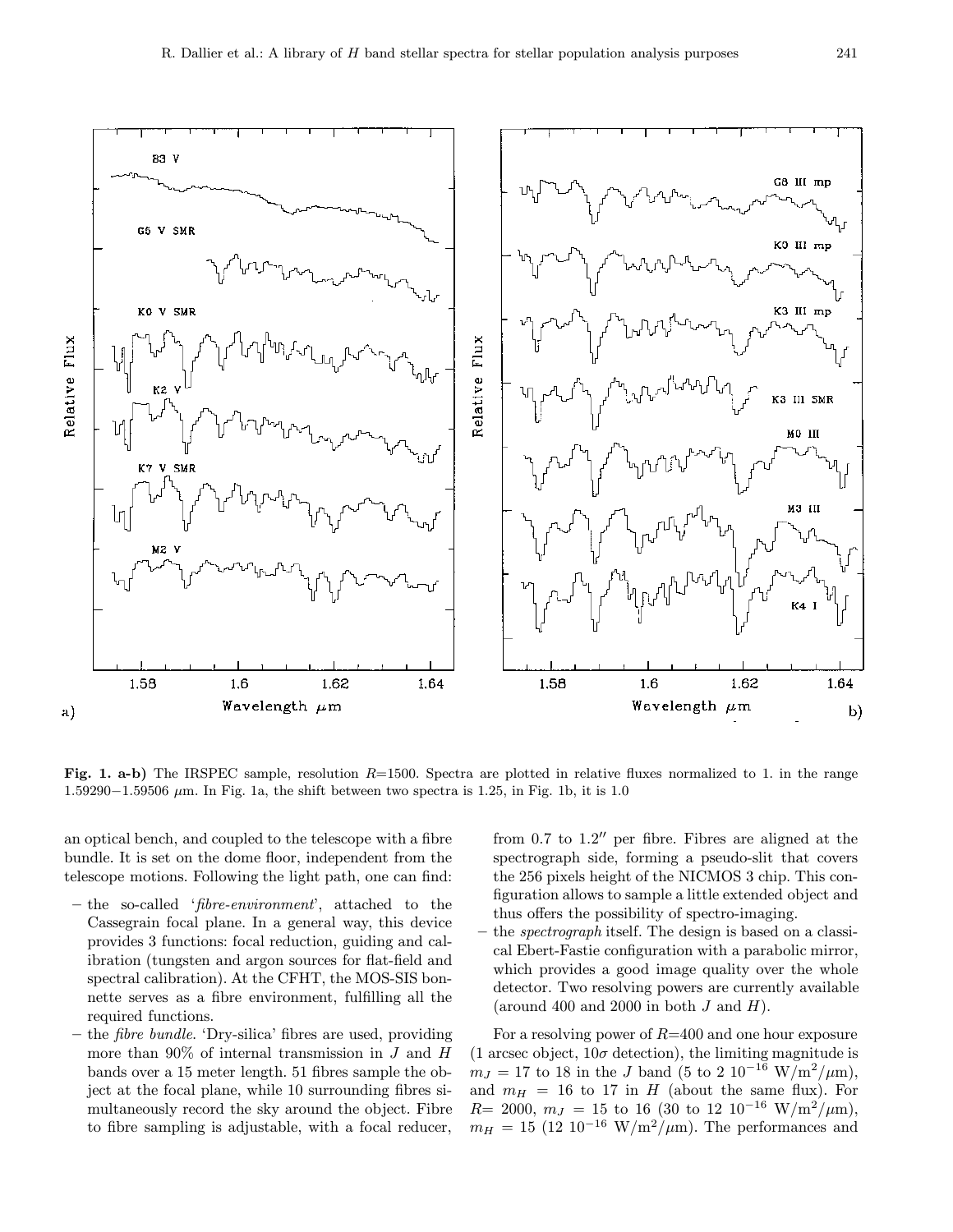**Fig. 1. a-b)** The IRSPEC sample, resolution $R$=1500. Spectra are plotted in relative fluxes normalized to 1. in the range 1.59290−1.59506 $\mu$m. In Fig. 1a, the shift between two spectra is 1.25, in Fig. 1b, it is 1.0

an optical bench, and coupled to the telescope with a fibre bundle. It is set on the dome floor, independent from the telescope motions. Following the light path, one can find:

- the so-called '*fibre-environment*', attached to the Cassegrain focal plane. In a general way, this device provides 3 functions: focal reduction, guiding and calibration (tungsten and argon sources for flat-field and spectral calibration). At the CFHT, the MOS-SIS bonnette serves as a fibre environment, fulfilling all the required functions.
- the *fibre bundle*. 'Dry-silica' fibres are used, providing more than 90% of internal transmission in $J$ and $H$ bands over a 15 meter length. 51 fibres sample the object at the focal plane, while 10 surrounding fibres simultaneously record the sky around the object. Fibre to fibre sampling is adjustable, with a focal reducer, from 0.7 to 1.2″ per fibre. Fibres are aligned at the spectrograph side, forming a pseudo-slit that covers the 256 pixels height of the NICMOS 3 chip. This configuration allows to sample a little extended object and thus offers the possibility of spectro-imaging.
- the *spectrograph* itself. The design is based on a classical Ebert-Fastie configuration with a parabolic mirror, which provides a good image quality over the whole detector. Two resolving powers are currently available (around 400 and 2000 in both $J$ and $H$).

For a resolving power of $R$=400 and one hour exposure (1 arcsec object, 10$\sigma$ detection), the limiting magnitude is $m_J$ = 17 to 18 in the $J$ band (5 to 2 $10^{-16}$ W/m$^2$/$\mu$m), and $m_H$ = 16 to 17 in $H$ (about the same flux). For $R$= 2000, $m_J$ = 15 to 16 (30 to 12 $10^{-16}$ W/m$^2$/$\mu$m), $m_H$ = 15 (12 $10^{-16}$ W/m$^2$/$\mu$m). The performances and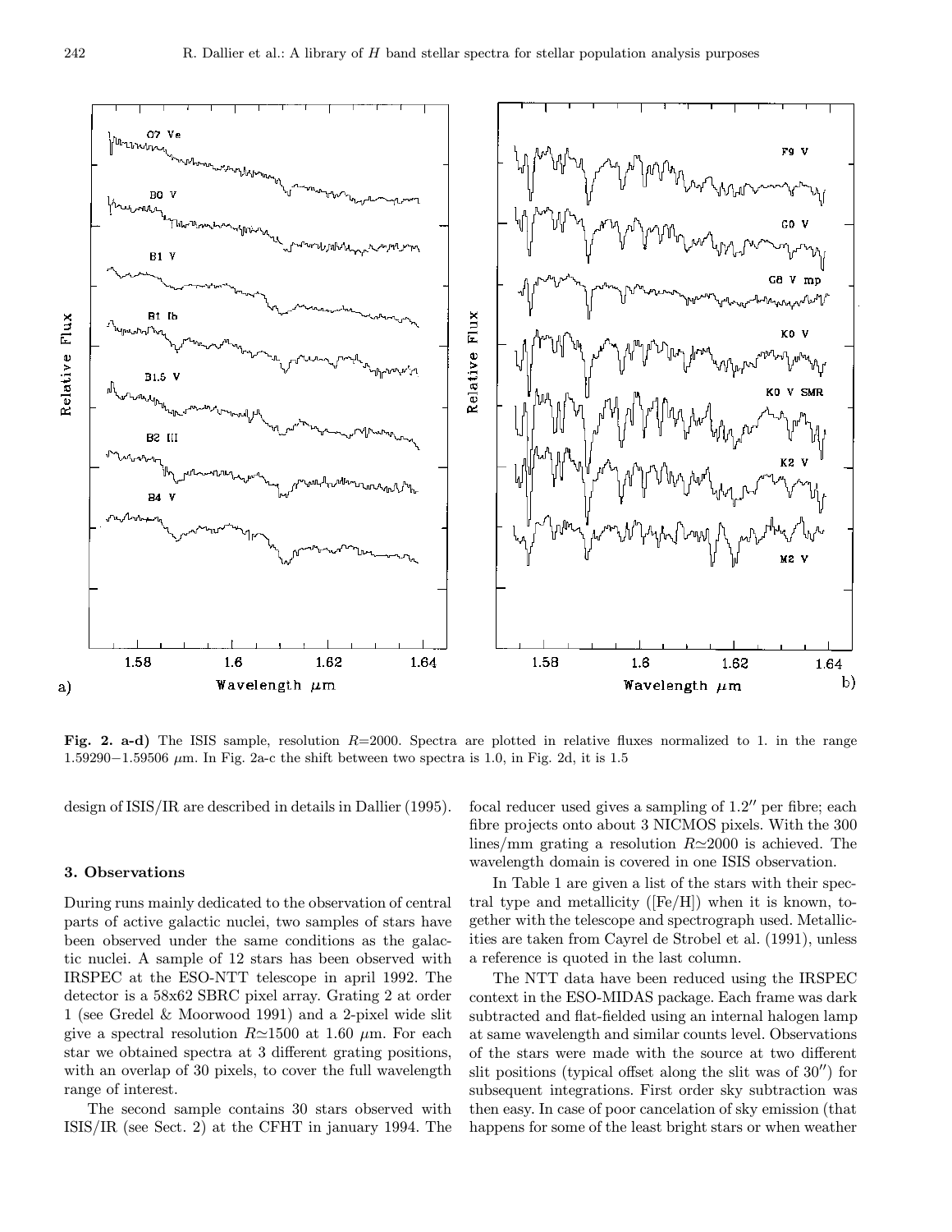**Fig. 2. a-d)** The ISIS sample, resolution $R$=2000. Spectra are plotted in relative fluxes normalized to 1. in the range 1.59290−1.59506 $\mu$m. In Fig. 2a-c the shift between two spectra is 1.0, in Fig. 2d, it is 1.5

design of ISIS/IR are described in details in Dallier (1995).

### 3. Observations

During runs mainly dedicated to the observation of central parts of active galactic nuclei, two samples of stars have been observed under the same conditions as the galactic nuclei. A sample of 12 stars has been observed with IRSPEC at the ESO-NTT telescope in april 1992. The detector is a 58x62 SBRC pixel array. Grating 2 at order 1 (see Gredel & Moorwood 1991) and a 2-pixel wide slit give a spectral resolution $R \simeq 1500$ at 1.60 $\mu$m. For each star we obtained spectra at 3 different grating positions, with an overlap of 30 pixels, to cover the full wavelength range of interest.

The second sample contains 30 stars observed with ISIS/IR (see Sect. 2) at the CFHT in january 1994. The focal reducer used gives a sampling of 1.2″ per fibre; each fibre projects onto about 3 NICMOS pixels. With the 300 lines/mm grating a resolution $R \simeq 2000$ is achieved. The wavelength domain is covered in one ISIS observation.

In Table 1 are given a list of the stars with their spectral type and metallicity ([Fe/H]) when it is known, together with the telescope and spectrograph used. Metallicities are taken from Cayrel de Strobel et al. (1991), unless a reference is quoted in the last column.

The NTT data have been reduced using the IRSPEC context in the ESO-MIDAS package. Each frame was dark subtracted and flat-fielded using an internal halogen lamp at same wavelength and similar counts level. Observations of the stars were made with the source at two different slit positions (typical offset along the slit was of 30″) for subsequent integrations. First order sky subtraction was then easy. In case of poor cancelation of sky emission (that happens for some of the least bright stars or when weather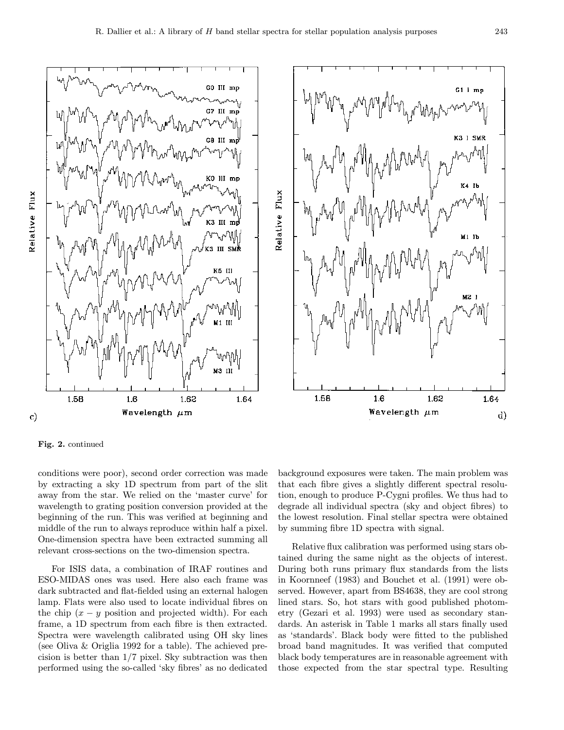**Fig. 2.** continued

conditions were poor), second order correction was made by extracting a sky 1D spectrum from part of the slit away from the star. We relied on the 'master curve' for wavelength to grating position conversion provided at the beginning of the run. This was verified at beginning and middle of the run to always reproduce within half a pixel. One-dimension spectra have been extracted summing all relevant cross-sections on the two-dimension spectra.

For ISIS data, a combination of IRAF routines and ESO-MIDAS ones was used. Here also each frame was dark subtracted and flat-fielded using an external halogen lamp. Flats were also used to locate individual fibres on the chip ($x-y$ position and projected width). For each frame, a 1D spectrum from each fibre is then extracted. Spectra were wavelength calibrated using OH sky lines (see Oliva & Origlia 1992 for a table). The achieved precision is better than 1/7 pixel. Sky subtraction was then performed using the so-called 'sky fibres' as no dedicated background exposures were taken. The main problem was that each fibre gives a slightly different spectral resolution, enough to produce P-Cygni profiles. We thus had to degrade all individual spectra (sky and object fibres) to the lowest resolution. Final stellar spectra were obtained by summing fibre 1D spectra with signal.

Relative flux calibration was performed using stars obtained during the same night as the objects of interest. During both runs primary flux standards from the lists in Koornneef (1983) and Bouchet et al. (1991) were observed. However, apart from BS4638, they are cool strong lined stars. So, hot stars with good published photometry (Gezari et al. 1993) were used as secondary standards. An asterisk in Table 1 marks all stars finally used as 'standards'. Black body were fitted to the published broad band magnitudes. It was verified that computed black body temperatures are in reasonable agreement with those expected from the star spectral type. Resulting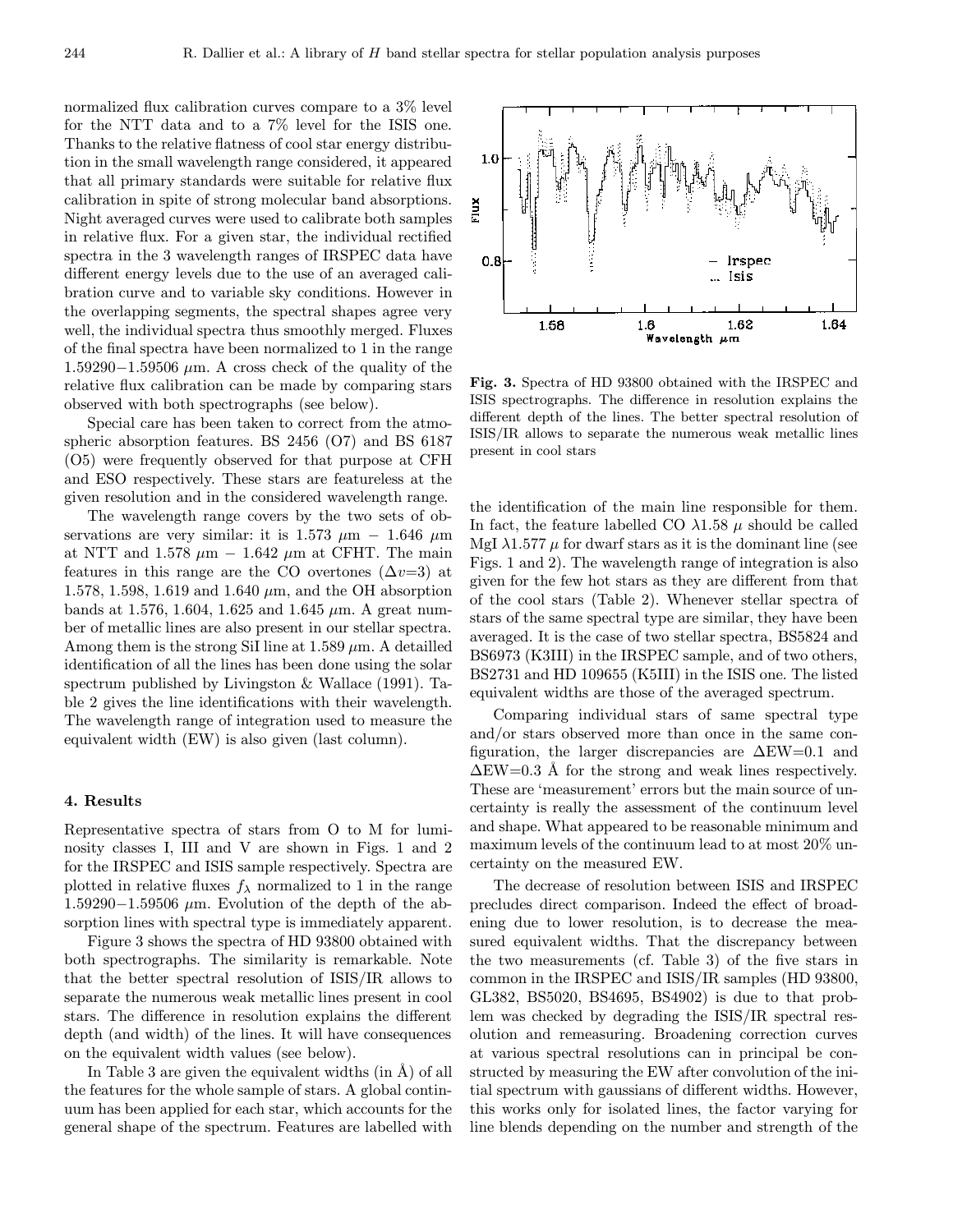normalized flux calibration curves compare to a 3% level for the NTT data and to a 7% level for the ISIS one. Thanks to the relative flatness of cool star energy distribution in the small wavelength range considered, it appeared that all primary standards were suitable for relative flux calibration in spite of strong molecular band absorptions. Night averaged curves were used to calibrate both samples in relative flux. For a given star, the individual rectified spectra in the 3 wavelength ranges of IRSPEC data have different energy levels due to the use of an averaged calibration curve and to variable sky conditions. However in the overlapping segments, the spectral shapes agree very well, the individual spectra thus smoothly merged. Fluxes of the final spectra have been normalized to 1 in the range $1.59290-1.59506$ $\mu$m. A cross check of the quality of the relative flux calibration can be made by comparing stars observed with both spectrographs (see below).

Special care has been taken to correct from the atmospheric absorption features. BS 2456 (O7) and BS 6187 (O5) were frequently observed for that purpose at CFH and ESO respectively. These stars are featureless at the given resolution and in the considered wavelength range.

The wavelength range covers by the two sets of observations are very similar: it is 1.573 $\mu$m $-$ 1.646 $\mu$m at NTT and 1.578 $\mu$m $-$ 1.642 $\mu$m at CFHT. The main features in this range are the CO overtones ($\Delta v$=3) at 1.578, 1.598, 1.619 and 1.640 $\mu$m, and the OH absorption bands at 1.576, 1.604, 1.625 and 1.645 $\mu$m. A great number of metallic lines are also present in our stellar spectra. Among them is the strong SiI line at 1.589 $\mu$m. A detailled identification of all the lines has been done using the solar spectrum published by Livingston & Wallace (1991). Table 2 gives the line identifications with their wavelength. The wavelength range of integration used to measure the equivalent width (EW) is also given (last column).

## 4. Results

Representative spectra of stars from O to M for luminosity classes I, III and V are shown in Figs. 1 and 2 for the IRSPEC and ISIS sample respectively. Spectra are plotted in relative fluxes $f_\lambda$ normalized to 1 in the range $1.59290-1.59506$ $\mu$m. Evolution of the depth of the absorption lines with spectral type is immediately apparent.

Figure 3 shows the spectra of HD 93800 obtained with both spectrographs. The similarity is remarkable. Note that the better spectral resolution of ISIS/IR allows to separate the numerous weak metallic lines present in cool stars. The difference in resolution explains the different depth (and width) of the lines. It will have consequences on the equivalent width values (see below).

In Table 3 are given the equivalent widths (in Å) of all the features for the whole sample of stars. A global continuum has been applied for each star, which accounts for the general shape of the spectrum. Features are labelled with the identification of the main line responsible for them. In fact, the feature labelled CO $\lambda$1.58 $\mu$ should be called MgI $\lambda$1.577 $\mu$ for dwarf stars as it is the dominant line (see Figs. 1 and 2). The wavelength range of integration is also given for the few hot stars as they are different from that of the cool stars (Table 2). Whenever stellar spectra of stars of the same spectral type are similar, they have been averaged. It is the case of two stellar spectra, BS5824 and BS6973 (K3III) in the IRSPEC sample, and of two others, BS2731 and HD 109655 (K5III) in the ISIS one. The listed equivalent widths are those of the averaged spectrum.

Comparing individual stars of same spectral type and/or stars observed more than once in the same configuration, the larger discrepancies are $\Delta$EW=0.1 and $\Delta$EW=0.3 Å for the strong and weak lines respectively. These are 'measurement' errors but the main source of uncertainty is really the assessment of the continuum level and shape. What appeared to be reasonable minimum and maximum levels of the continuum lead to at most 20% uncertainty on the measured EW.

The decrease of resolution between ISIS and IRSPEC precludes direct comparison. Indeed the effect of broadening due to lower resolution, is to decrease the measured equivalent widths. That the discrepancy between the two measurements (cf. Table 3) of the five stars in common in the IRSPEC and ISIS/IR samples (HD 93800, GL382, BS5020, BS4695, BS4902) is due to that problem was checked by degrading the ISIS/IR spectral resolution and remeasuring. Broadening correction curves at various spectral resolutions can in principal be constructed by measuring the EW after convolution of the initial spectrum with gaussians of different widths. However, this works only for isolated lines, the factor varying for line blends depending on the number and strength of the

**Fig. 3.** Spectra of HD 93800 obtained with the IRSPEC and ISIS spectrographs. The difference in resolution explains the different depth of the lines. The better spectral resolution of ISIS/IR allows to separate the numerous weak metallic lines present in cool stars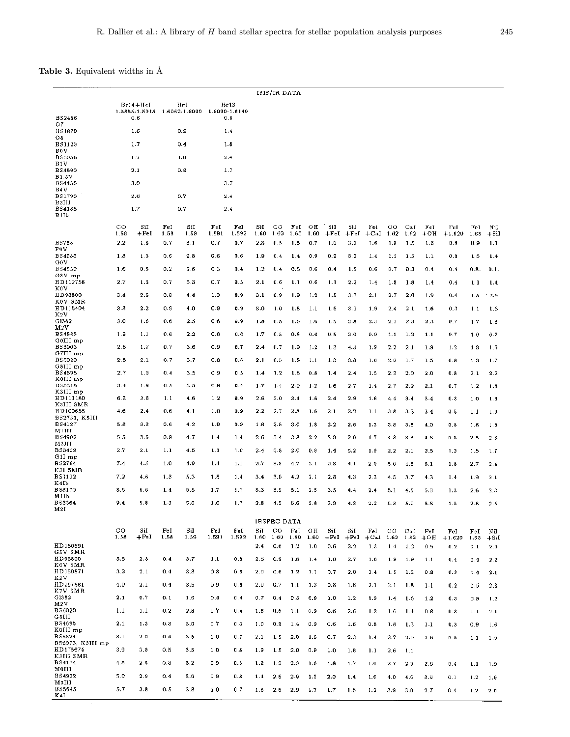**Table 3.** Equivalent widths in Å

ISIS/IR DATA

| | Br14+HeI 1.5855-1.5915 | HeI 1.6062-1.6090 | Br13 1.6090-1.6140 |
|---|---|---|---|
| BS2456 O7 | 0.6 | | 0.8 |
| BS1879 O8 | 1.6 | 0.2 | 1.4 |
| BS1123 B0V | 1.7 | 0.4 | 1.8 |
| BS5056 B1V | 1.7 | 1.0 | 2.4 |
| BS4590 B1.5V | 2.1 | 0.8 | 1.7 |
| BS4456 B4V | 3.0 | | 3.7 |
| BS1790 B2III | 2.0 | 0.7 | 2.4 |
| BS4133 B1Ib | 1.7 | 0.7 | 2.4 |

| | CO 1.58 | SiI +FeI | FeI 1.58 | SiI 1.59 | FeI 1.591 | FeI 1.592 | SiI 1.60 | CO 1.60 | FeI 1.60 | OH 1.60 | SiI +FeI | SiI +FeI | FeI +CaI | CO 1.62 | CaI 1.62 | FeI +OH | FeI +1.629 | FeI 1.63 | NiI +SiI |
|---|---|---|---|---|---|---|---|---|---|---|---|---|---|---|---|---|---|---|---|
| BS788 F9V | 2.2 | 1.6 | 0.7 | 3.1 | 0.7 | 0.7 | 2.3 | 0.5 | 1.5 | 0.7 | 1.0 | 3.6 | 1.6 | 1.8 | 1.5 | 1.6 | 0.8 | 0.9 | 1.1 |
| BS4983 G0V | 1.8 | 1.3 | 0.6 | 2.8 | 0.6 | 0.6 | 1.9 | 0.4 | 1.4 | 0.9 | 0.9 | 3.0 | 1.4 | 1.5 | 1.5 | 1.1 | 0.8 | 1.5 | 1.4 |
| BS4550 G8V mp | 1.6 | 0.5 | 0.2 | 1.6 | 0.3 | 0.4 | 1.2 | 0.4 | 0.5 | 0.6 | 0.4 | 1.5 | 0.6 | 0.7 | 0.8 | 0.4 | 0.4 | 0.8: | 0.1: |
| HD112758 K0V | 2.7 | 1.3 | 0.7 | 3.3 | 0.7 | 0.5 | 2.1 | 0.6 | 1.1 | 0.6 | 1.1 | 2.2 | 1.4 | 1.8 | 1.8 | 1.4 | 0.4 | 1.1 | 1.4 |
| HD93800 K0V SMR | 3.4 | 2.6 | 0.8 | 4.4 | 1.3 | 0.9 | 3.1 | 0.9 | 1.9 | 1.2 | 1.5 | 3.7 | 2.1 | 2.7 | 2.6 | 1.9 | 0.4 | 1.5 | 2.5 |
| HD115404 K2V | 3.3 | 2.2 | 0.9 | 4.0 | 0.9 | 0.9 | 3.0 | 1.0 | 1.8 | 1.1 | 1.6 | 3.1 | 1.9 | 2.4 | 2.1 | 1.6 | 0.3 | 1.1 | 1.6 |
| Gl382 M2V | 3.0 | 1.6 | 0.6 | 2.5 | 0.6 | 0.9 | 1.8 | 0.8 | 1.5 | 1.6 | 1.5 | 2.8 | 2.3 | 2.1 | 2.3 | 2.3 | 0.7 | 1.7 | 1.8 |
| BS4883 G0III mp | 1.3 | 1.1 | 0.6 | 2.2 | 0.6 | 0.6 | 1.7 | 0.5 | 0.8 | 0.6 | 0.5 | 2.0 | 0.9 | 1.1 | 1.2 | 1.1 | 0.7 | 1.0 | 0.7 |
| BS3903 G7III mp | 2.6 | 1.7 | 0.7 | 3.6 | 0.9 | 0.7 | 2.4 | 0.7 | 1.9 | 1.2 | 1.3 | 4.3 | 1.9 | 2.2 | 2.1 | 1.9 | 1.2 | 1.8 | 1.0 |
| BS5020 G8III mp | 2.8 | 2.1 | 0.7 | 3.7 | 0.8 | 0.6 | 2.1 | 0.5 | 1.8 | 1.1 | 1.3 | 3.8 | 1.6 | 2.0 | 1.7 | 1.5 | 0.8 | 1.3 | 1.7 |
| BS4695 K0III mp | 2.7 | 1.9 | 0.4 | 3.5 | 0.9 | 0.5 | 1.4 | 1.2 | 1.6 | 0.8 | 1.4 | 2.4 | 1.5 | 2.3 | 2.0 | 2.0 | 0.8 | 2.1 | 2.2 |
| BS5315 K3III mp | 3.4 | 1.9 | 0.5 | 3.5 | 0.8 | 0.4 | 1.7 | 1.4 | 2.0 | 1.2 | 1.6 | 2.7 | 1.4 | 2.7 | 2.2 | 2.1 | 0.7 | 1.2 | 1.6 |
| HD111180 K3III SMR | 6.3 | 3.6 | 1.1 | 4.6 | 1.2 | 0.9 | 2.6 | 3.0 | 3.4 | 1.6 | 2.4 | 2.9 | 1.6 | 4.4 | 3.4 | 3.4 | 0.3 | 1.0 | 1.3 |
| HD109655 BS2731, K5III | 4.6 | 2.4 | 0.6 | 4.1 | 1.0 | 0.9 | 2.2 | 2.7 | 2.8 | 1.6 | 2.1 | 2.2 | 1.1 | 3.8 | 3.3 | 3.4 | 0.5 | 1.1 | 1.5 |
| BS4127 M1III | 5.8 | 3.2 | 0.6 | 4.2 | 1.0 | 0.9 | 1.8 | 2.8 | 3.0 | 1.8 | 2.2 | 2.6 | 1.3 | 3.8 | 3.6 | 4.0 | 0.8 | 1.8 | 1.8 |
| BS4902 M3III | 5.5 | 3.6 | 0.9 | 4.7 | 1.4 | 1.4 | 2.6 | 3.4 | 3.8 | 2.2 | 3.9 | 2.9 | 1.7 | 4.3 | 3.8 | 4.3 | 0.8 | 2.5 | 2.6 |
| BS3459 G1I mp | 2.7 | 2.1 | 1.1 | 4.5 | 1.1 | 1.0 | 2.4 | 0.8 | 2.0 | 0.9 | 1.4 | 5.2 | 1.9 | 2.2 | 2.1 | 2.5 | 1.2 | 1.5 | 1.7 |
| BS2764 K3I SMR | 7.4 | 4.5 | 1.0 | 4.9 | 1.4 | 1.1 | 2.7 | 3.8 | 4.7 | 2.1 | 2.8 | 4.1 | 2.0 | 5.0 | 4.5 | 5.1 | 1.8 | 2.7 | 2.4 |
| BS1112 K4Ib | 7.2 | 4.6 | 1.3 | 5.3 | 1.5 | 1.4 | 3.4 | 3.0 | 4.2 | 2.1 | 2.8 | 4.3 | 2.3 | 4.5 | 3.7 | 4.3 | 1.4 | 1.9 | 2.1 |
| BS3170 M1Ib | 8.5 | 5.6 | 1.4 | 5.5 | 1.7 | 1.7 | 3.3 | 3.9 | 5.1 | 2.5 | 3.5 | 4.4 | 2.4 | 5.1 | 4.5 | 5.3 | 1.3 | 2.6 | 2.3 |
| BS3364 M2I | 9.4 | 5.8 | 1.3 | 5.6 | 1.6 | 1.7 | 2.8 | 4.2 | 5.6 | 2.8 | 3.9 | 4.8 | 2.2 | 5.3 | 5.0 | 5.8 | 1.5 | 2.8 | 2.6 |

IRSPEC DATA

| | CO 1.58 | SiI +FeI | FeI 1.58 | SiI 1.59 | FeI 1.591 | FeI 1.592 | SiI 1.60 | CO 1.60 | FeI 1.60 | OH 1.60 | SiI +FeI | SiI +FeI | FeI +CaI | CO 1.62 | CaI 1.62 | FeI +OH | FeI +1.629 | FeI 1.63 | NiI +SiI |
|---|---|---|---|---|---|---|---|---|---|---|---|---|---|---|---|---|---|---|---|
| HD160691 G5V SMR | | | | | | | 2.4 | 0.6 | 1.2 | 1.0 | 0.6 | 2.2 | 1.3 | 1.4 | 1.2 | 0.5 | 0.2 | 1.1 | 2.0 |
| HD93800 K0V SMR | 5.5 | 2.3 | 0.4 | 3.7 | 1.1 | 0.8 | 2.5 | 0.9 | 1.6 | 1.4 | 1.0 | 2.7 | 1.6 | 1.9 | 1.9 | 1.1 | 0.4 | 1.4 | 2.2 |
| HD180871 K2V | 3.2 | 2.1 | 0.4 | 3.3 | 0.8 | 0.6 | 2.0 | 0.6 | 1.2 | 1.1 | 0.7 | 2.0 | 1.4 | 1.5 | 1.3 | 0.8 | 0.3 | 1.4 | 2.1 |
| HD157881 K7V SMR | 4.0 | 2.1 | 0.4 | 3.5 | 0.9 | 0.6 | 2.0 | 0.7 | 1.1 | 1.3 | 0.8 | 1.8 | 2.1 | 2.1 | 1.8 | 1.1 | 0.2 | 1.5 | 2.3 |
| Gl382 M2V | 2.1 | 0.7 | 0.1 | 1.6 | 0.4 | 0.4 | 0.7 | 0.4 | 0.5 | 0.9 | 1.0 | 1.2 | 1.9 | 1.4 | 1.6 | 1.2 | 0.3 | 0.9 | 1.2 |
| BS5020 G8III | 1.1 | 1.1 | 0.2 | 2.8 | 0.7 | 0.4 | 1.6 | 0.6 | 1.1 | 0.9 | 0.6 | 2.6 | 1.2 | 1.6 | 1.4 | 0.8 | 0.3 | 1.1 | 2.1 |
| BS4695 K0III mp | 2.1 | 1.3 | 0.3 | 3.0 | 0.7 | 0.3 | 1.0 | 0.9 | 1.4 | 0.9 | 0.6 | 1.6 | 0.8 | 1.8 | 1.3 | 1.1 | 0.3 | 0.9 | 1.6 |
| BS5824 BS6973, K3III mp | 3.1 | 2.0 | 0.4 | 3.5 | 1.0 | 0.7 | 2.1 | 1.5 | 2.0 | 1.5 | 0.7 | 2.3 | 1.4 | 2.7 | 2.0 | 1.6 | 0.5 | 1.1 | 1.9 |
| HD175674 K3III SMR | 3.9 | 3.0 | 0.5 | 3.5 | 1.0 | 0.8 | 1.9 | 1.5 | 2.0 | 0.9 | 1.0 | 1.8 | 1.1 | 2.6 | 1.1 | | | | |
| BS4174 M0III | 4.5 | 2.5 | 0.3 | 3.2 | 0.9 | 0.5 | 1.2 | 1.9 | 2.3 | 1.6 | 1.8 | 1.7 | 1.0 | 2.7 | 2.9 | 2.6 | 0.4 | 1.1 | 1.9 |
| BS4902 M3III | 5.0 | 2.9 | 0.4 | 3.6 | 0.9 | 0.8 | 1.4 | 2.6 | 2.9 | 1.3 | 2.0 | 1.4 | 1.6 | 4.0 | 4.0 | 3.6 | 0.1 | 1.2 | 1.6 |
| BS5645 K4I | 5.7 | 3.8 | 0.5 | 3.8 | 1.0 | 0.7 | 1.6 | 2.6 | 2.9 | 1.7 | 1.7 | 1.6 | 1.2 | 3.9 | 3.0 | 2.7 | 0.4 | 1.2 | 2.0 |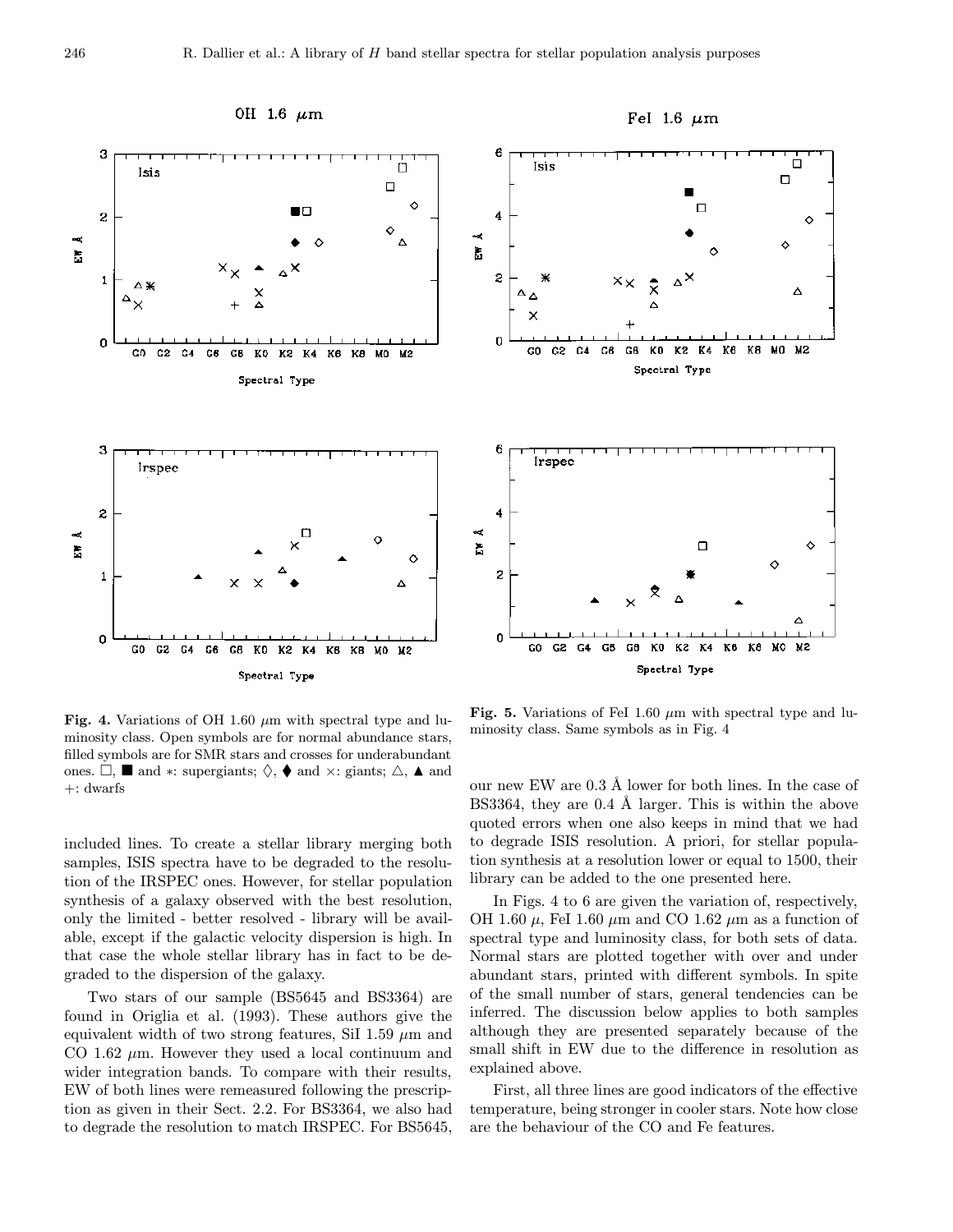**Fig. 4.** Variations of OH 1.60 $\mu$m with spectral type and luminosity class. Open symbols are for normal abundance stars, filled symbols are for SMR stars and crosses for underabundant ones. □, ■ and ∗: supergiants; ◊, ♦ and ×: giants; △, ▲ and +: dwarfs

**Fig. 5.** Variations of FeI 1.60 $\mu$m with spectral type and luminosity class. Same symbols as in Fig. 4

included lines. To create a stellar library merging both samples, ISIS spectra have to be degraded to the resolution of the IRSPEC ones. However, for stellar population synthesis of a galaxy observed with the best resolution, only the limited - better resolved - library will be available, except if the galactic velocity dispersion is high. In that case the whole stellar library has in fact to be degraded to the dispersion of the galaxy.

Two stars of our sample (BS5645 and BS3364) are found in Origlia et al. (1993). These authors give the equivalent width of two strong features, SiI 1.59 $\mu$m and CO 1.62 $\mu$m. However they used a local continuum and wider integration bands. To compare with their results, EW of both lines were remeasured following the prescription as given in their Sect. 2.2. For BS3364, we also had to degrade the resolution to match IRSPEC. For BS5645, our new EW are 0.3 Å lower for both lines. In the case of BS3364, they are 0.4 Å larger. This is within the above quoted errors when one also keeps in mind that we had to degrade ISIS resolution. A priori, for stellar population synthesis at a resolution lower or equal to 1500, their library can be added to the one presented here.

In Figs. 4 to 6 are given the variation of, respectively, OH 1.60 $\mu$, FeI 1.60 $\mu$m and CO 1.62 $\mu$m as a function of spectral type and luminosity class, for both sets of data. Normal stars are plotted together with over and under abundant stars, printed with different symbols. In spite of the small number of stars, general tendencies can be inferred. The discussion below applies to both samples although they are presented separately because of the small shift in EW due to the difference in resolution as explained above.

First, all three lines are good indicators of the effective temperature, being stronger in cooler stars. Note how close are the behaviour of the CO and Fe features.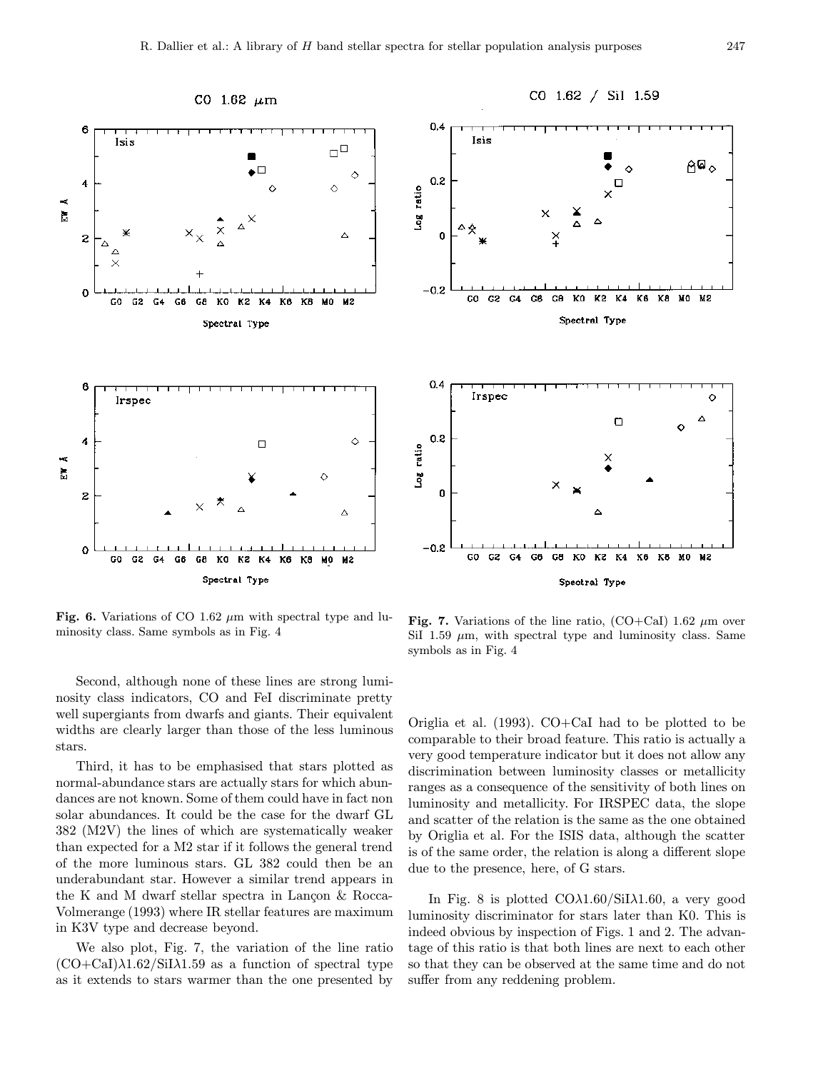**Fig. 6.** Variations of CO 1.62 $\mu$m with spectral type and luminosity class. Same symbols as in Fig. 4

**Fig. 7.** Variations of the line ratio, (CO+CaI) 1.62 $\mu$m over SiI 1.59 $\mu$m, with spectral type and luminosity class. Same symbols as in Fig. 4

Second, although none of these lines are strong luminosity class indicators, CO and FeI discriminate pretty well supergiants from dwarfs and giants. Their equivalent widths are clearly larger than those of the less luminous stars.

Third, it has to be emphasised that stars plotted as normal-abundance stars are actually stars for which abundances are not known. Some of them could have in fact non solar abundances. It could be the case for the dwarf GL 382 (M2V) the lines of which are systematically weaker than expected for a M2 star if it follows the general trend of the more luminous stars. GL 382 could then be an underabundant star. However a similar trend appears in the K and M dwarf stellar spectra in Lançon & Rocca-Volmerange (1993) where IR stellar features are maximum in K3V type and decrease beyond.

We also plot, Fig. 7, the variation of the line ratio (CO+CaI)$\lambda$1.62/SiI$\lambda$1.59 as a function of spectral type as it extends to stars warmer than the one presented by Origlia et al. (1993). CO+CaI had to be plotted to be comparable to their broad feature. This ratio is actually a very good temperature indicator but it does not allow any discrimination between luminosity classes or metallicity ranges as a consequence of the sensitivity of both lines on luminosity and metallicity. For IRSPEC data, the slope and scatter of the relation is the same as the one obtained by Origlia et al. For the ISIS data, although the scatter is of the same order, the relation is along a different slope due to the presence, here, of G stars.

In Fig. 8 is plotted CO$\lambda$1.60/SiI$\lambda$1.60, a very good luminosity discriminator for stars later than K0. This is indeed obvious by inspection of Figs. 1 and 2. The advantage of this ratio is that both lines are next to each other so that they can be observed at the same time and do not suffer from any reddening problem.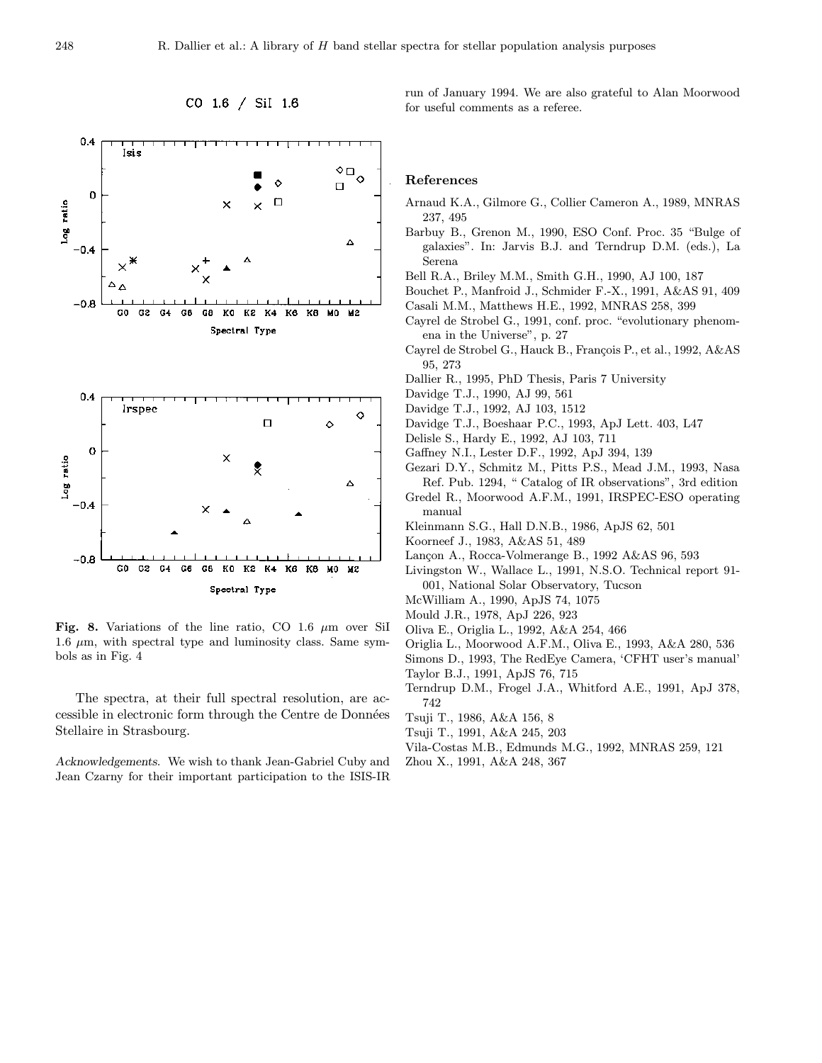CO 1.6 / SiI 1.6

Isis

Log ratio

0.4
0
−0.4
−0.8

G0 G2 G4 G6 G8 K0 K2 K4 K6 K8 M0 M2

Spectral Type

Irspec

Log ratio

0.4
0
−0.4
−0.8

G0 G2 G4 G6 G8 K0 K2 K4 K6 K8 M0 M2

Spectral Type

**Fig. 8.** Variations of the line ratio, CO 1.6 $\mu$m over SiI 1.6 $\mu$m, with spectral type and luminosity class. Same symbols as in Fig. 4

The spectra, at their full spectral resolution, are accessible in electronic form through the Centre de Données Stellaire in Strasbourg.

*Acknowledgements.* We wish to thank Jean-Gabriel Cuby and Jean Czarny for their important participation to the ISIS-IR run of January 1994. We are also grateful to Alan Moorwood for useful comments as a referee.

## References

- Arnaud K.A., Gilmore G., Collier Cameron A., 1989, MNRAS 237, 495
- Barbuy B., Grenon M., 1990, ESO Conf. Proc. 35 "Bulge of galaxies". In: Jarvis B.J. and Terndrup D.M. (eds.), La Serena
- Bell R.A., Briley M.M., Smith G.H., 1990, AJ 100, 187
- Bouchet P., Manfroid J., Schmider F.-X., 1991, A&AS 91, 409
- Casali M.M., Matthews H.E., 1992, MNRAS 258, 399
- Cayrel de Strobel G., 1991, conf. proc. "evolutionary phenomena in the Universe", p. 27
- Cayrel de Strobel G., Hauck B., François P., et al., 1992, A&AS 95, 273
- Dallier R., 1995, PhD Thesis, Paris 7 University
- Davidge T.J., 1990, AJ 99, 561
- Davidge T.J., 1992, AJ 103, 1512
- Davidge T.J., Boeshaar P.C., 1993, ApJ Lett. 403, L47
- Delisle S., Hardy E., 1992, AJ 103, 711
- Gaffney N.I., Lester D.F., 1992, ApJ 394, 139
- Gezari D.Y., Schmitz M., Pitts P.S., Mead J.M., 1993, Nasa Ref. Pub. 1294, " Catalog of IR observations", 3rd edition
- Gredel R., Moorwood A.F.M., 1991, IRSPEC-ESO operating manual
- Kleinmann S.G., Hall D.N.B., 1986, ApJS 62, 501
- Koorneef J., 1983, A&AS 51, 489
- Lançon A., Rocca-Volmerange B., 1992 A&AS 96, 593
- Livingston W., Wallace L., 1991, N.S.O. Technical report 91-001, National Solar Observatory, Tucson
- McWilliam A., 1990, ApJS 74, 1075
- Mould J.R., 1978, ApJ 226, 923
- Oliva E., Origlia L., 1992, A&A 254, 466
- Origlia L., Moorwood A.F.M., Oliva E., 1993, A&A 280, 536
- Simons D., 1993, The RedEye Camera, 'CFHT user's manual'
- Taylor B.J., 1991, ApJS 76, 715
- Terndrup D.M., Frogel J.A., Whitford A.E., 1991, ApJ 378, 742
- Tsuji T., 1986, A&A 156, 8
- Tsuji T., 1991, A&A 245, 203
- Vila-Costas M.B., Edmunds M.G., 1992, MNRAS 259, 121
- Zhou X., 1991, A&A 248, 367